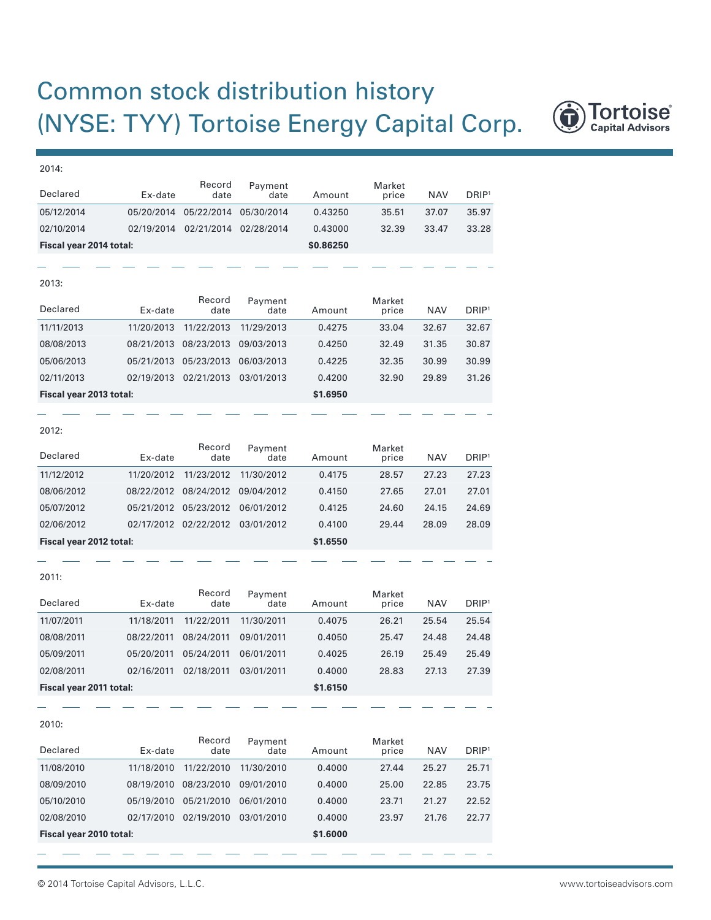# Common stock distribution history (NYSE: TYY) Tortoise Energy Capital Corp.

Tortoise Capital Advisors

2014:

| Declared | Ex-date | Record date | Payment date | Amount | Market price | NAV | DRIP[1] |
|---|---|---|---|---|---|---|---|
| 05/12/2014 | 05/20/2014 | 05/22/2014 | 05/30/2014 | 0.43250 | 35.51 | 37.07 | 35.97 |
| 02/10/2014 | 02/19/2014 | 02/21/2014 | 02/28/2014 | 0.43000 | 32.39 | 33.47 | 33.28 |
| **Fiscal year 2014 total:** | | | | **$0.86250** | | | |

2013:

| Declared | Ex-date | Record date | Payment date | Amount | Market price | NAV | DRIP[1] |
|---|---|---|---|---|---|---|---|
| 11/11/2013 | 11/20/2013 | 11/22/2013 | 11/29/2013 | 0.4275 | 33.04 | 32.67 | 32.67 |
| 08/08/2013 | 08/21/2013 | 08/23/2013 | 09/03/2013 | 0.4250 | 32.49 | 31.35 | 30.87 |
| 05/06/2013 | 05/21/2013 | 05/23/2013 | 06/03/2013 | 0.4225 | 32.35 | 30.99 | 30.99 |
| 02/11/2013 | 02/19/2013 | 02/21/2013 | 03/01/2013 | 0.4200 | 32.90 | 29.89 | 31.26 |
| **Fiscal year 2013 total:** | | | | **$1.6950** | | | |

2012:

| Declared | Ex-date | Record date | Payment date | Amount | Market price | NAV | DRIP[1] |
|---|---|---|---|---|---|---|---|
| 11/12/2012 | 11/20/2012 | 11/23/2012 | 11/30/2012 | 0.4175 | 28.57 | 27.23 | 27.23 |
| 08/06/2012 | 08/22/2012 | 08/24/2012 | 09/04/2012 | 0.4150 | 27.65 | 27.01 | 27.01 |
| 05/07/2012 | 05/21/2012 | 05/23/2012 | 06/01/2012 | 0.4125 | 24.60 | 24.15 | 24.69 |
| 02/06/2012 | 02/17/2012 | 02/22/2012 | 03/01/2012 | 0.4100 | 29.44 | 28.09 | 28.09 |
| **Fiscal year 2012 total:** | | | | **$1.6550** | | | |

2011:

| Declared | Ex-date | Record date | Payment date | Amount | Market price | NAV | DRIP[1] |
|---|---|---|---|---|---|---|---|
| 11/07/2011 | 11/18/2011 | 11/22/2011 | 11/30/2011 | 0.4075 | 26.21 | 25.54 | 25.54 |
| 08/08/2011 | 08/22/2011 | 08/24/2011 | 09/01/2011 | 0.4050 | 25.47 | 24.48 | 24.48 |
| 05/09/2011 | 05/20/2011 | 05/24/2011 | 06/01/2011 | 0.4025 | 26.19 | 25.49 | 25.49 |
| 02/08/2011 | 02/16/2011 | 02/18/2011 | 03/01/2011 | 0.4000 | 28.83 | 27.13 | 27.39 |
| **Fiscal year 2011 total:** | | | | **$1.6150** | | | |

2010:

| Declared | Ex-date | Record date | Payment date | Amount | Market price | NAV | DRIP[1] |
|---|---|---|---|---|---|---|---|
| 11/08/2010 | 11/18/2010 | 11/22/2010 | 11/30/2010 | 0.4000 | 27.44 | 25.27 | 25.71 |
| 08/09/2010 | 08/19/2010 | 08/23/2010 | 09/01/2010 | 0.4000 | 25.00 | 22.85 | 23.75 |
| 05/10/2010 | 05/19/2010 | 05/21/2010 | 06/01/2010 | 0.4000 | 23.71 | 21.27 | 22.52 |
| 02/08/2010 | 02/17/2010 | 02/19/2010 | 03/01/2010 | 0.4000 | 23.97 | 21.76 | 22.77 |
| **Fiscal year 2010 total:** | | | | **$1.6000** | | | |

© 2014 Tortoise Capital Advisors, L.L.C. www.tortoiseadvisors.com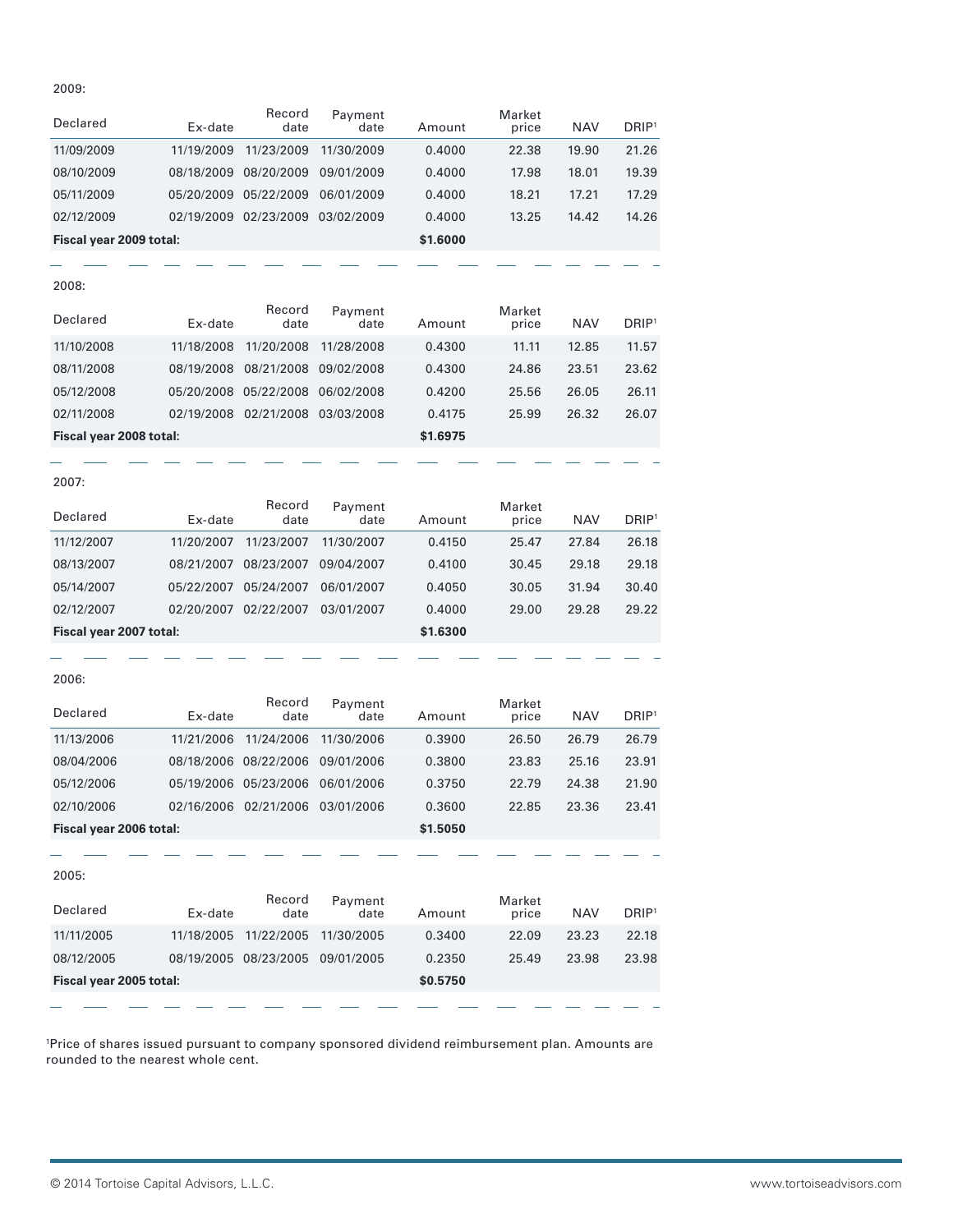2009:

| Declared | Ex-date | Record date | Payment date | Amount | Market price | NAV | DRIP[1] |
|---|---|---|---|---|---|---|---|
| 11/09/2009 | 11/19/2009 | 11/23/2009 | 11/30/2009 | 0.4000 | 22.38 | 19.90 | 21.26 |
| 08/10/2009 | 08/18/2009 | 08/20/2009 | 09/01/2009 | 0.4000 | 17.98 | 18.01 | 19.39 |
| 05/11/2009 | 05/20/2009 | 05/22/2009 | 06/01/2009 | 0.4000 | 18.21 | 17.21 | 17.29 |
| 02/12/2009 | 02/19/2009 | 02/23/2009 | 03/02/2009 | 0.4000 | 13.25 | 14.42 | 14.26 |
| **Fiscal year 2009 total:** | | | | **$1.6000** | | | |

2008:

| Declared | Ex-date | Record date | Payment date | Amount | Market price | NAV | DRIP[1] |
|---|---|---|---|---|---|---|---|
| 11/10/2008 | 11/18/2008 | 11/20/2008 | 11/28/2008 | 0.4300 | 11.11 | 12.85 | 11.57 |
| 08/11/2008 | 08/19/2008 | 08/21/2008 | 09/02/2008 | 0.4300 | 24.86 | 23.51 | 23.62 |
| 05/12/2008 | 05/20/2008 | 05/22/2008 | 06/02/2008 | 0.4200 | 25.56 | 26.05 | 26.11 |
| 02/11/2008 | 02/19/2008 | 02/21/2008 | 03/03/2008 | 0.4175 | 25.99 | 26.32 | 26.07 |
| **Fiscal year 2008 total:** | | | | **$1.6975** | | | |

2007:

| Declared | Ex-date | Record date | Payment date | Amount | Market price | NAV | DRIP[1] |
|---|---|---|---|---|---|---|---|
| 11/12/2007 | 11/20/2007 | 11/23/2007 | 11/30/2007 | 0.4150 | 25.47 | 27.84 | 26.18 |
| 08/13/2007 | 08/21/2007 | 08/23/2007 | 09/04/2007 | 0.4100 | 30.45 | 29.18 | 29.18 |
| 05/14/2007 | 05/22/2007 | 05/24/2007 | 06/01/2007 | 0.4050 | 30.05 | 31.94 | 30.40 |
| 02/12/2007 | 02/20/2007 | 02/22/2007 | 03/01/2007 | 0.4000 | 29.00 | 29.28 | 29.22 |
| **Fiscal year 2007 total:** | | | | **$1.6300** | | | |

2006:

| Declared | Ex-date | Record date | Payment date | Amount | Market price | NAV | DRIP[1] |
|---|---|---|---|---|---|---|---|
| 11/13/2006 | 11/21/2006 | 11/24/2006 | 11/30/2006 | 0.3900 | 26.50 | 26.79 | 26.79 |
| 08/04/2006 | 08/18/2006 | 08/22/2006 | 09/01/2006 | 0.3800 | 23.83 | 25.16 | 23.91 |
| 05/12/2006 | 05/19/2006 | 05/23/2006 | 06/01/2006 | 0.3750 | 22.79 | 24.38 | 21.90 |
| 02/10/2006 | 02/16/2006 | 02/21/2006 | 03/01/2006 | 0.3600 | 22.85 | 23.36 | 23.41 |
| **Fiscal year 2006 total:** | | | | **$1.5050** | | | |

2005:

| Declared | Ex-date | Record date | Payment date | Amount | Market price | NAV | DRIP[1] |
|---|---|---|---|---|---|---|---|
| 11/11/2005 | 11/18/2005 | 11/22/2005 | 11/30/2005 | 0.3400 | 22.09 | 23.23 | 22.18 |
| 08/12/2005 | 08/19/2005 | 08/23/2005 | 09/01/2005 | 0.2350 | 25.49 | 23.98 | 23.98 |
| **Fiscal year 2005 total:** | | | | **$0.5750** | | | |

[1]Price of shares issued pursuant to company sponsored dividend reimbursement plan. Amounts are rounded to the nearest whole cent.

© 2014 Tortoise Capital Advisors, L.L.C.

www.tortoiseadvisors.com